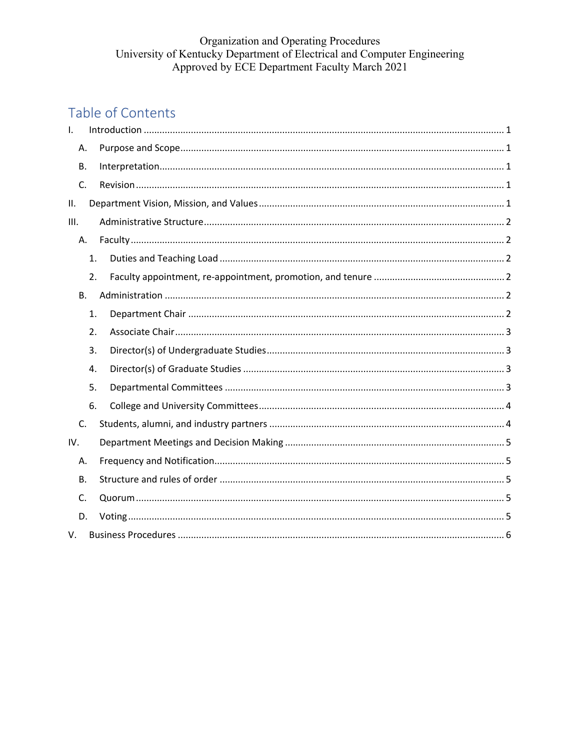Organization and Operating Procedures
University of Kentucky Department of Electrical and Computer Engineering
Approved by ECE Department Faculty March 2021

## Table of Contents

- I. Introduction ........ 1
  - A. Purpose and Scope ........ 1
  - B. Interpretation ........ 1
  - C. Revision ........ 1
- II. Department Vision, Mission, and Values ........ 1
- III. Administrative Structure ........ 2
  - A. Faculty ........ 2
    - 1. Duties and Teaching Load ........ 2
    - 2. Faculty appointment, re-appointment, promotion, and tenure ........ 2
  - B. Administration ........ 2
    - 1. Department Chair ........ 2
    - 2. Associate Chair ........ 3
    - 3. Director(s) of Undergraduate Studies ........ 3
    - 4. Director(s) of Graduate Studies ........ 3
    - 5. Departmental Committees ........ 3
    - 6. College and University Committees ........ 4
  - C. Students, alumni, and industry partners ........ 4
- IV. Department Meetings and Decision Making ........ 5
  - A. Frequency and Notification ........ 5
  - B. Structure and rules of order ........ 5
  - C. Quorum ........ 5
  - D. Voting ........ 5
- V. Business Procedures ........ 6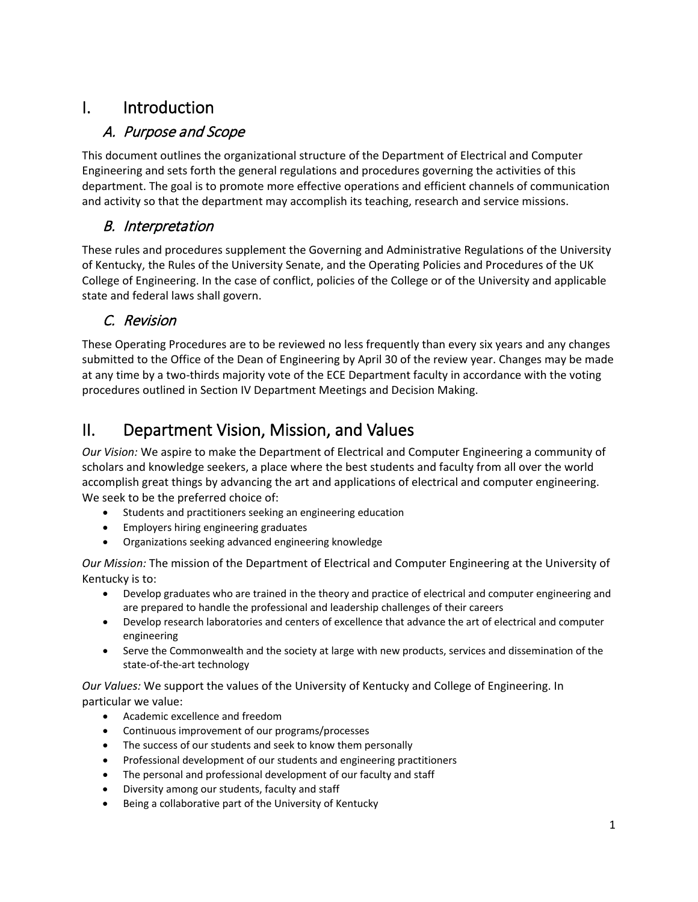# I. Introduction

## A. Purpose and Scope

This document outlines the organizational structure of the Department of Electrical and Computer Engineering and sets forth the general regulations and procedures governing the activities of this department. The goal is to promote more effective operations and efficient channels of communication and activity so that the department may accomplish its teaching, research and service missions.

## B. Interpretation

These rules and procedures supplement the Governing and Administrative Regulations of the University of Kentucky, the Rules of the University Senate, and the Operating Policies and Procedures of the UK College of Engineering. In the case of conflict, policies of the College or of the University and applicable state and federal laws shall govern.

## C. Revision

These Operating Procedures are to be reviewed no less frequently than every six years and any changes submitted to the Office of the Dean of Engineering by April 30 of the review year. Changes may be made at any time by a two-thirds majority vote of the ECE Department faculty in accordance with the voting procedures outlined in Section IV Department Meetings and Decision Making.

# II. Department Vision, Mission, and Values

*Our Vision:* We aspire to make the Department of Electrical and Computer Engineering a community of scholars and knowledge seekers, a place where the best students and faculty from all over the world accomplish great things by advancing the art and applications of electrical and computer engineering. We seek to be the preferred choice of:

- Students and practitioners seeking an engineering education
- Employers hiring engineering graduates
- Organizations seeking advanced engineering knowledge

*Our Mission:* The mission of the Department of Electrical and Computer Engineering at the University of Kentucky is to:

- Develop graduates who are trained in the theory and practice of electrical and computer engineering and are prepared to handle the professional and leadership challenges of their careers
- Develop research laboratories and centers of excellence that advance the art of electrical and computer engineering
- Serve the Commonwealth and the society at large with new products, services and dissemination of the state-of-the-art technology

*Our Values:* We support the values of the University of Kentucky and College of Engineering. In particular we value:

- Academic excellence and freedom
- Continuous improvement of our programs/processes
- The success of our students and seek to know them personally
- Professional development of our students and engineering practitioners
- The personal and professional development of our faculty and staff
- Diversity among our students, faculty and staff
- Being a collaborative part of the University of Kentucky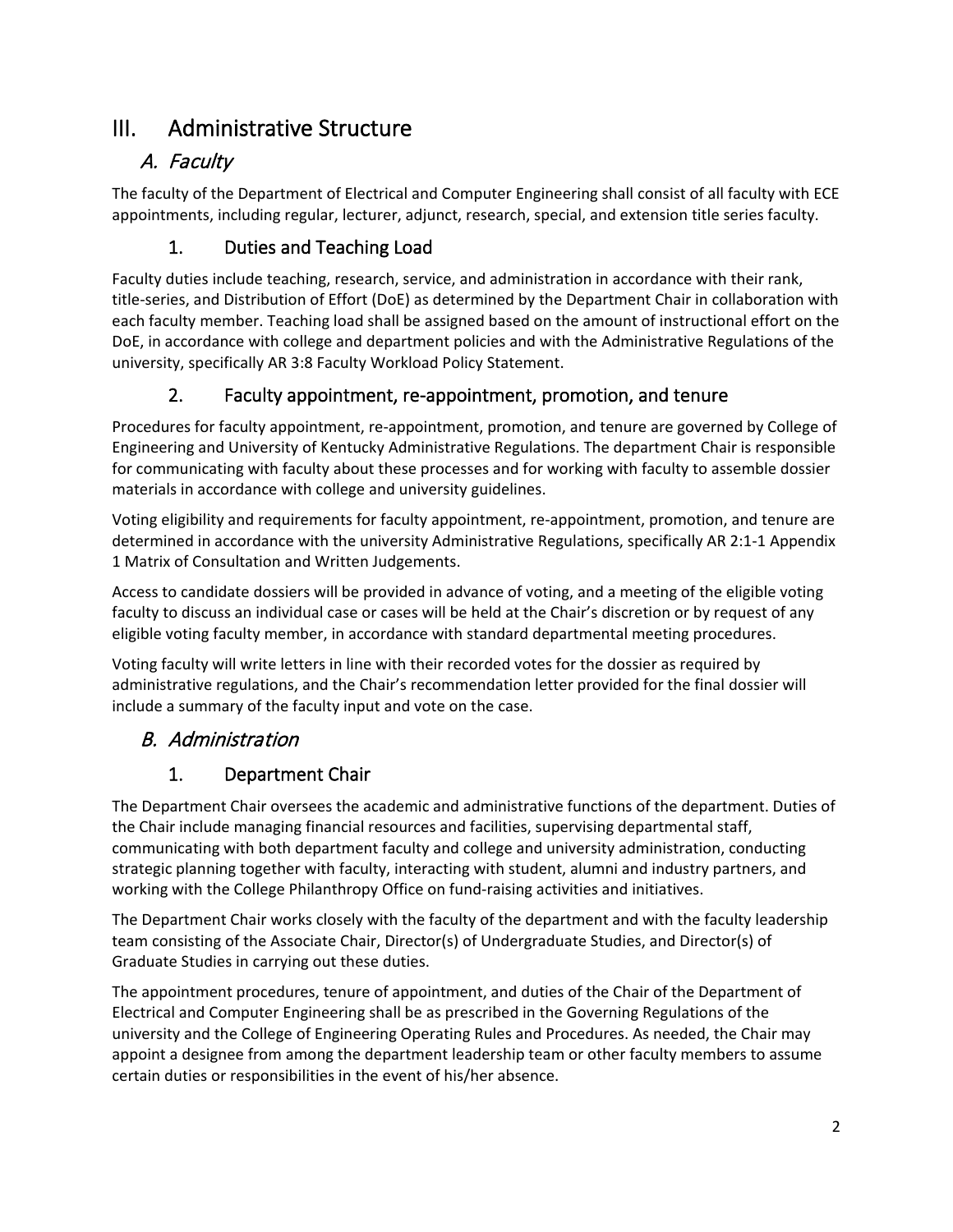# III. Administrative Structure

## *A. Faculty*

The faculty of the Department of Electrical and Computer Engineering shall consist of all faculty with ECE appointments, including regular, lecturer, adjunct, research, special, and extension title series faculty.

### 1. Duties and Teaching Load

Faculty duties include teaching, research, service, and administration in accordance with their rank, title-series, and Distribution of Effort (DoE) as determined by the Department Chair in collaboration with each faculty member. Teaching load shall be assigned based on the amount of instructional effort on the DoE, in accordance with college and department policies and with the Administrative Regulations of the university, specifically AR 3:8 Faculty Workload Policy Statement.

### 2. Faculty appointment, re-appointment, promotion, and tenure

Procedures for faculty appointment, re-appointment, promotion, and tenure are governed by College of Engineering and University of Kentucky Administrative Regulations. The department Chair is responsible for communicating with faculty about these processes and for working with faculty to assemble dossier materials in accordance with college and university guidelines.

Voting eligibility and requirements for faculty appointment, re-appointment, promotion, and tenure are determined in accordance with the university Administrative Regulations, specifically AR 2:1-1 Appendix 1 Matrix of Consultation and Written Judgements.

Access to candidate dossiers will be provided in advance of voting, and a meeting of the eligible voting faculty to discuss an individual case or cases will be held at the Chair's discretion or by request of any eligible voting faculty member, in accordance with standard departmental meeting procedures.

Voting faculty will write letters in line with their recorded votes for the dossier as required by administrative regulations, and the Chair's recommendation letter provided for the final dossier will include a summary of the faculty input and vote on the case.

## *B. Administration*

### 1. Department Chair

The Department Chair oversees the academic and administrative functions of the department. Duties of the Chair include managing financial resources and facilities, supervising departmental staff, communicating with both department faculty and college and university administration, conducting strategic planning together with faculty, interacting with student, alumni and industry partners, and working with the College Philanthropy Office on fund-raising activities and initiatives.

The Department Chair works closely with the faculty of the department and with the faculty leadership team consisting of the Associate Chair, Director(s) of Undergraduate Studies, and Director(s) of Graduate Studies in carrying out these duties.

The appointment procedures, tenure of appointment, and duties of the Chair of the Department of Electrical and Computer Engineering shall be as prescribed in the Governing Regulations of the university and the College of Engineering Operating Rules and Procedures. As needed, the Chair may appoint a designee from among the department leadership team or other faculty members to assume certain duties or responsibilities in the event of his/her absence.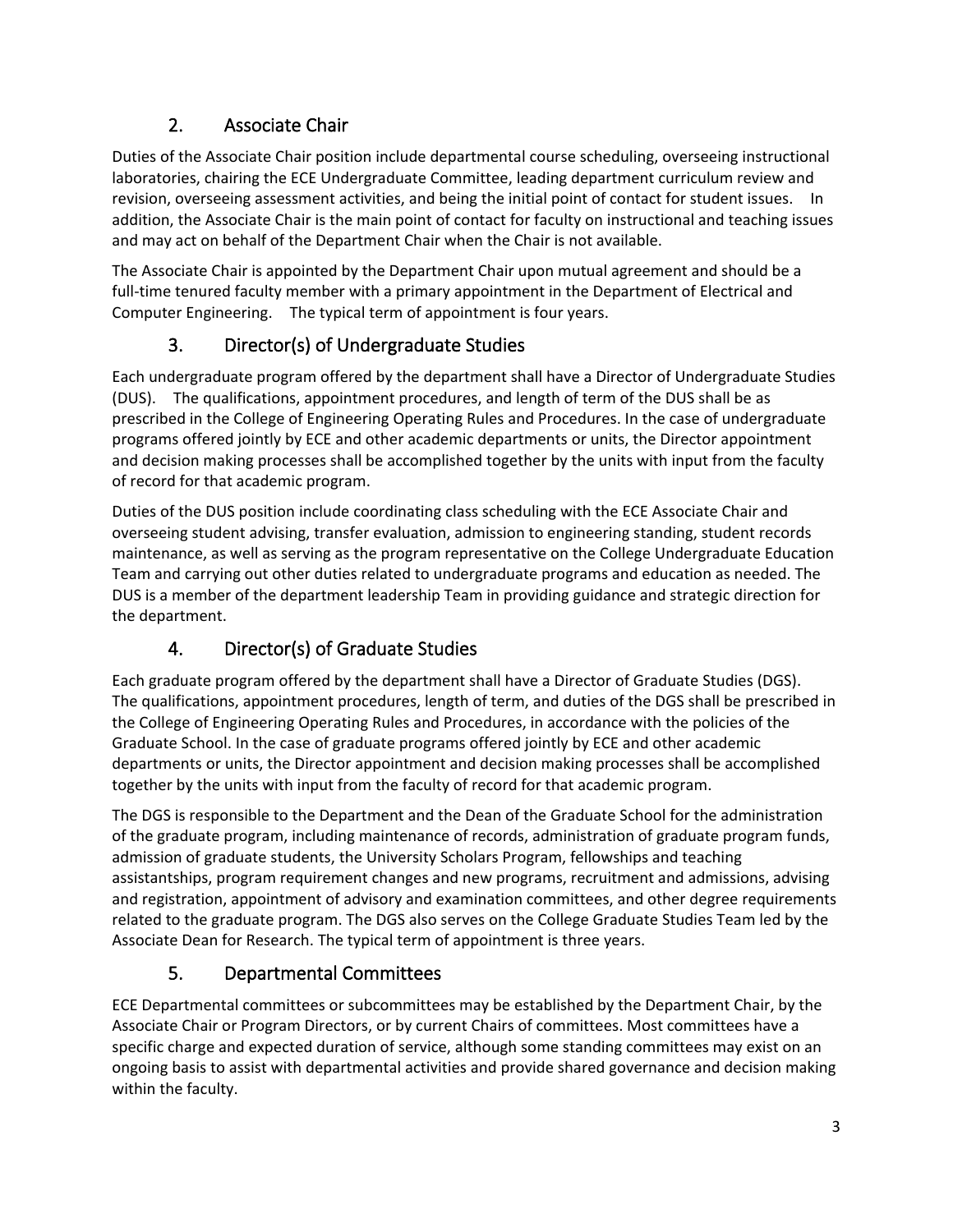## 2. Associate Chair

Duties of the Associate Chair position include departmental course scheduling, overseeing instructional laboratories, chairing the ECE Undergraduate Committee, leading department curriculum review and revision, overseeing assessment activities, and being the initial point of contact for student issues. In addition, the Associate Chair is the main point of contact for faculty on instructional and teaching issues and may act on behalf of the Department Chair when the Chair is not available.

The Associate Chair is appointed by the Department Chair upon mutual agreement and should be a full-time tenured faculty member with a primary appointment in the Department of Electrical and Computer Engineering. The typical term of appointment is four years.

## 3. Director(s) of Undergraduate Studies

Each undergraduate program offered by the department shall have a Director of Undergraduate Studies (DUS). The qualifications, appointment procedures, and length of term of the DUS shall be as prescribed in the College of Engineering Operating Rules and Procedures. In the case of undergraduate programs offered jointly by ECE and other academic departments or units, the Director appointment and decision making processes shall be accomplished together by the units with input from the faculty of record for that academic program.

Duties of the DUS position include coordinating class scheduling with the ECE Associate Chair and overseeing student advising, transfer evaluation, admission to engineering standing, student records maintenance, as well as serving as the program representative on the College Undergraduate Education Team and carrying out other duties related to undergraduate programs and education as needed. The DUS is a member of the department leadership Team in providing guidance and strategic direction for the department.

## 4. Director(s) of Graduate Studies

Each graduate program offered by the department shall have a Director of Graduate Studies (DGS). The qualifications, appointment procedures, length of term, and duties of the DGS shall be prescribed in the College of Engineering Operating Rules and Procedures, in accordance with the policies of the Graduate School. In the case of graduate programs offered jointly by ECE and other academic departments or units, the Director appointment and decision making processes shall be accomplished together by the units with input from the faculty of record for that academic program.

The DGS is responsible to the Department and the Dean of the Graduate School for the administration of the graduate program, including maintenance of records, administration of graduate program funds, admission of graduate students, the University Scholars Program, fellowships and teaching assistantships, program requirement changes and new programs, recruitment and admissions, advising and registration, appointment of advisory and examination committees, and other degree requirements related to the graduate program. The DGS also serves on the College Graduate Studies Team led by the Associate Dean for Research. The typical term of appointment is three years.

## 5. Departmental Committees

ECE Departmental committees or subcommittees may be established by the Department Chair, by the Associate Chair or Program Directors, or by current Chairs of committees. Most committees have a specific charge and expected duration of service, although some standing committees may exist on an ongoing basis to assist with departmental activities and provide shared governance and decision making within the faculty.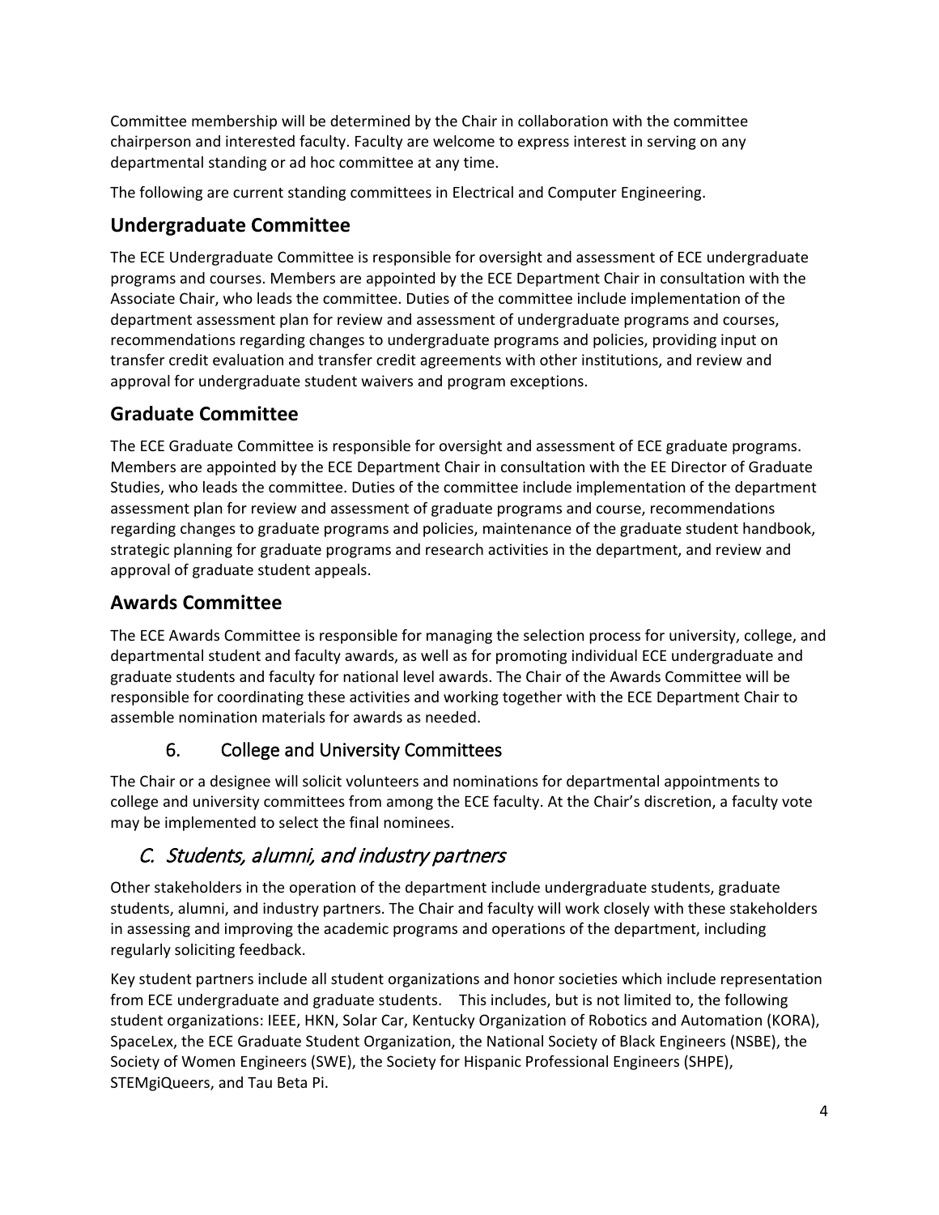Committee membership will be determined by the Chair in collaboration with the committee chairperson and interested faculty. Faculty are welcome to express interest in serving on any departmental standing or ad hoc committee at any time.

The following are current standing committees in Electrical and Computer Engineering.

## Undergraduate Committee

The ECE Undergraduate Committee is responsible for oversight and assessment of ECE undergraduate programs and courses. Members are appointed by the ECE Department Chair in consultation with the Associate Chair, who leads the committee. Duties of the committee include implementation of the department assessment plan for review and assessment of undergraduate programs and courses, recommendations regarding changes to undergraduate programs and policies, providing input on transfer credit evaluation and transfer credit agreements with other institutions, and review and approval for undergraduate student waivers and program exceptions.

## Graduate Committee

The ECE Graduate Committee is responsible for oversight and assessment of ECE graduate programs. Members are appointed by the ECE Department Chair in consultation with the EE Director of Graduate Studies, who leads the committee. Duties of the committee include implementation of the department assessment plan for review and assessment of graduate programs and course, recommendations regarding changes to graduate programs and policies, maintenance of the graduate student handbook, strategic planning for graduate programs and research activities in the department, and review and approval of graduate student appeals.

## Awards Committee

The ECE Awards Committee is responsible for managing the selection process for university, college, and departmental student and faculty awards, as well as for promoting individual ECE undergraduate and graduate students and faculty for national level awards. The Chair of the Awards Committee will be responsible for coordinating these activities and working together with the ECE Department Chair to assemble nomination materials for awards as needed.

### 6. College and University Committees

The Chair or a designee will solicit volunteers and nominations for departmental appointments to college and university committees from among the ECE faculty. At the Chair's discretion, a faculty vote may be implemented to select the final nominees.

## *C. Students, alumni, and industry partners*

Other stakeholders in the operation of the department include undergraduate students, graduate students, alumni, and industry partners. The Chair and faculty will work closely with these stakeholders in assessing and improving the academic programs and operations of the department, including regularly soliciting feedback.

Key student partners include all student organizations and honor societies which include representation from ECE undergraduate and graduate students. This includes, but is not limited to, the following student organizations: IEEE, HKN, Solar Car, Kentucky Organization of Robotics and Automation (KORA), SpaceLex, the ECE Graduate Student Organization, the National Society of Black Engineers (NSBE), the Society of Women Engineers (SWE), the Society for Hispanic Professional Engineers (SHPE), STEMgiQueers, and Tau Beta Pi.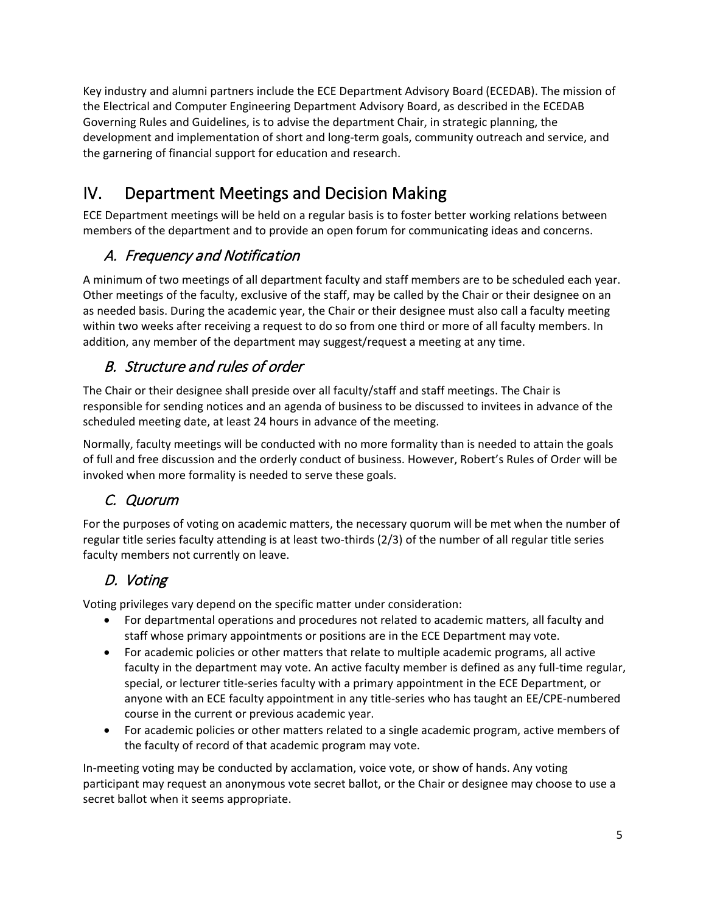Key industry and alumni partners include the ECE Department Advisory Board (ECEDAB). The mission of the Electrical and Computer Engineering Department Advisory Board, as described in the ECEDAB Governing Rules and Guidelines, is to advise the department Chair, in strategic planning, the development and implementation of short and long-term goals, community outreach and service, and the garnering of financial support for education and research.

# IV. Department Meetings and Decision Making

ECE Department meetings will be held on a regular basis is to foster better working relations between members of the department and to provide an open forum for communicating ideas and concerns.

## *A. Frequency and Notification*

A minimum of two meetings of all department faculty and staff members are to be scheduled each year. Other meetings of the faculty, exclusive of the staff, may be called by the Chair or their designee on an as needed basis. During the academic year, the Chair or their designee must also call a faculty meeting within two weeks after receiving a request to do so from one third or more of all faculty members. In addition, any member of the department may suggest/request a meeting at any time.

## *B. Structure and rules of order*

The Chair or their designee shall preside over all faculty/staff and staff meetings. The Chair is responsible for sending notices and an agenda of business to be discussed to invitees in advance of the scheduled meeting date, at least 24 hours in advance of the meeting.

Normally, faculty meetings will be conducted with no more formality than is needed to attain the goals of full and free discussion and the orderly conduct of business. However, Robert's Rules of Order will be invoked when more formality is needed to serve these goals.

## *C. Quorum*

For the purposes of voting on academic matters, the necessary quorum will be met when the number of regular title series faculty attending is at least two-thirds (2/3) of the number of all regular title series faculty members not currently on leave.

## *D. Voting*

Voting privileges vary depend on the specific matter under consideration:

- For departmental operations and procedures not related to academic matters, all faculty and staff whose primary appointments or positions are in the ECE Department may vote.
- For academic policies or other matters that relate to multiple academic programs, all active faculty in the department may vote. An active faculty member is defined as any full-time regular, special, or lecturer title-series faculty with a primary appointment in the ECE Department, or anyone with an ECE faculty appointment in any title-series who has taught an EE/CPE-numbered course in the current or previous academic year.
- For academic policies or other matters related to a single academic program, active members of the faculty of record of that academic program may vote.

In-meeting voting may be conducted by acclamation, voice vote, or show of hands. Any voting participant may request an anonymous vote secret ballot, or the Chair or designee may choose to use a secret ballot when it seems appropriate.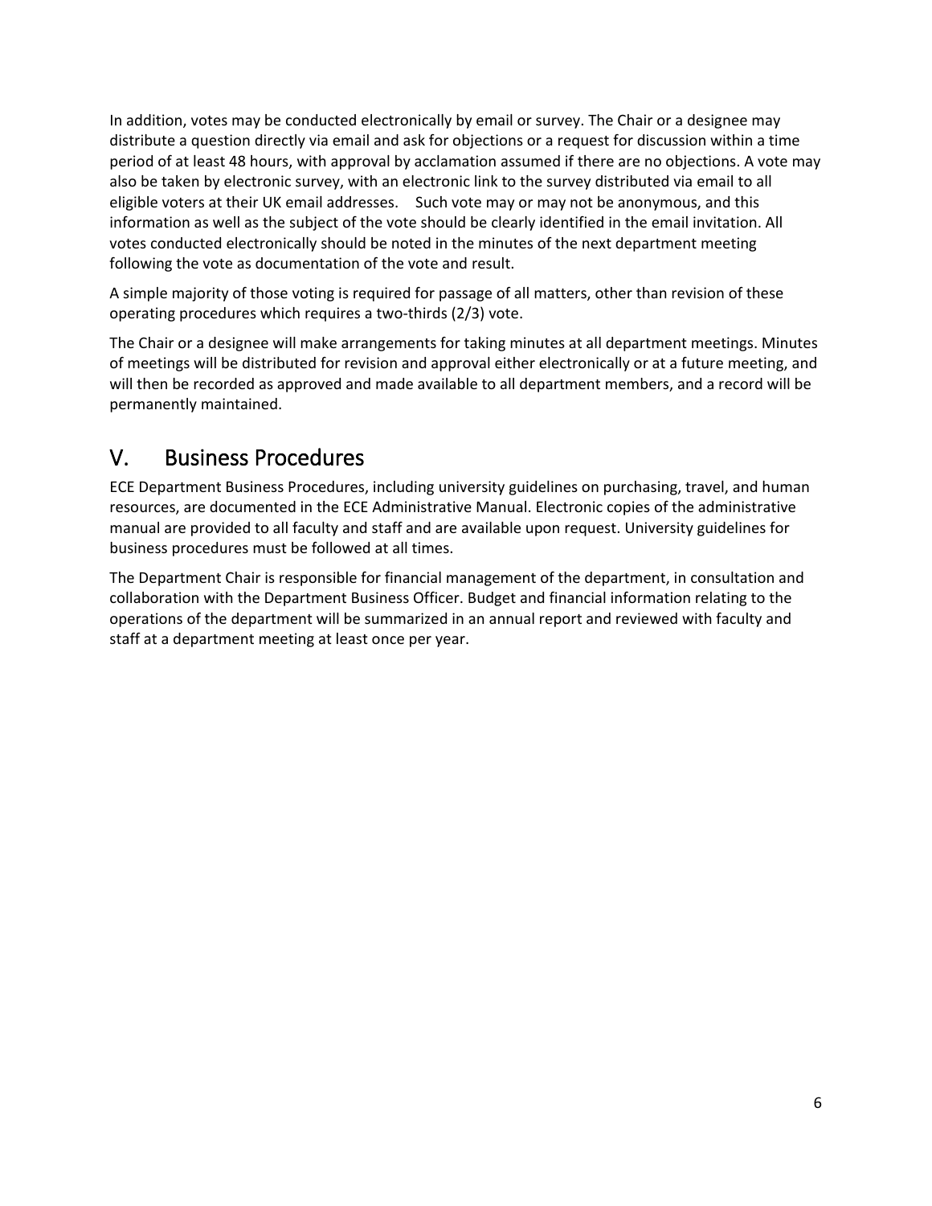In addition, votes may be conducted electronically by email or survey. The Chair or a designee may distribute a question directly via email and ask for objections or a request for discussion within a time period of at least 48 hours, with approval by acclamation assumed if there are no objections. A vote may also be taken by electronic survey, with an electronic link to the survey distributed via email to all eligible voters at their UK email addresses. Such vote may or may not be anonymous, and this information as well as the subject of the vote should be clearly identified in the email invitation. All votes conducted electronically should be noted in the minutes of the next department meeting following the vote as documentation of the vote and result.

A simple majority of those voting is required for passage of all matters, other than revision of these operating procedures which requires a two-thirds (2/3) vote.

The Chair or a designee will make arrangements for taking minutes at all department meetings. Minutes of meetings will be distributed for revision and approval either electronically or at a future meeting, and will then be recorded as approved and made available to all department members, and a record will be permanently maintained.

# V. Business Procedures

ECE Department Business Procedures, including university guidelines on purchasing, travel, and human resources, are documented in the ECE Administrative Manual. Electronic copies of the administrative manual are provided to all faculty and staff and are available upon request. University guidelines for business procedures must be followed at all times.

The Department Chair is responsible for financial management of the department, in consultation and collaboration with the Department Business Officer. Budget and financial information relating to the operations of the department will be summarized in an annual report and reviewed with faculty and staff at a department meeting at least once per year.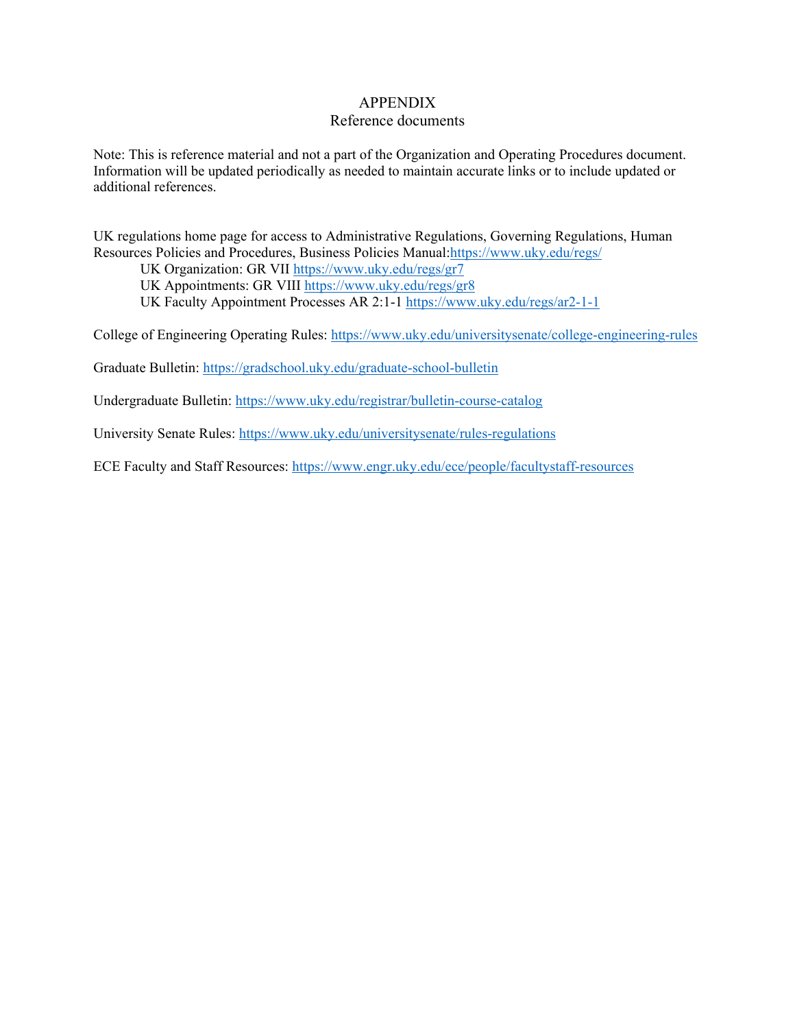# APPENDIX
## Reference documents

Note: This is reference material and not a part of the Organization and Operating Procedures document. Information will be updated periodically as needed to maintain accurate links or to include updated or additional references.

UK regulations home page for access to Administrative Regulations, Governing Regulations, Human Resources Policies and Procedures, Business Policies Manual:https://www.uky.edu/regs/

- UK Organization: GR VII https://www.uky.edu/regs/gr7
- UK Appointments: GR VIII https://www.uky.edu/regs/gr8
- UK Faculty Appointment Processes AR 2:1-1 https://www.uky.edu/regs/ar2-1-1

College of Engineering Operating Rules: https://www.uky.edu/universitysenate/college-engineering-rules

Graduate Bulletin: https://gradschool.uky.edu/graduate-school-bulletin

Undergraduate Bulletin: https://www.uky.edu/registrar/bulletin-course-catalog

University Senate Rules: https://www.uky.edu/universitysenate/rules-regulations

ECE Faculty and Staff Resources: https://www.engr.uky.edu/ece/people/facultystaff-resources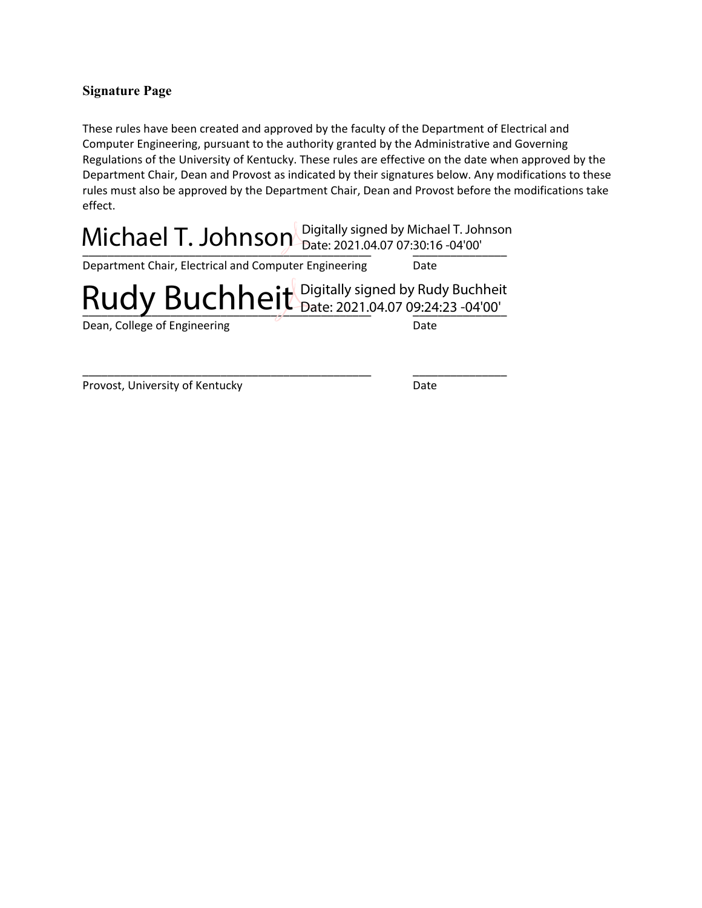**Signature Page**

These rules have been created and approved by the faculty of the Department of Electrical and Computer Engineering, pursuant to the authority granted by the Administrative and Governing Regulations of the University of Kentucky. These rules are effective on the date when approved by the Department Chair, Dean and Provost as indicated by their signatures below. Any modifications to these rules must also be approved by the Department Chair, Dean and Provost before the modifications take effect.

Michael T. Johnson Digitally signed by Michael T. Johnson
Date: 2021.04.07 07:30:16 -04'00'
\_\_\_\_\_\_\_\_\_\_\_\_\_\_\_\_\_\_\_\_\_\_\_\_\_\_\_\_\_\_\_\_\_\_\_\_\_\_\_\_\_\_\_\_\_\_ \_\_\_\_\_\_\_\_\_\_\_\_\_\_\_
Department Chair, Electrical and Computer Engineering Date

Rudy Buchheit Digitally signed by Rudy Buchheit
Date: 2021.04.07 09:24:23 -04'00'
\_\_\_\_\_\_\_\_\_\_\_\_\_\_\_\_\_\_\_\_\_\_\_\_\_\_\_\_\_\_\_\_\_\_\_\_\_\_\_\_\_\_\_\_\_\_ \_\_\_\_\_\_\_\_\_\_\_\_\_\_\_
Dean, College of Engineering Date

\_\_\_\_\_\_\_\_\_\_\_\_\_\_\_\_\_\_\_\_\_\_\_\_\_\_\_\_\_\_\_\_\_\_\_\_\_\_\_\_\_\_\_\_\_\_ \_\_\_\_\_\_\_\_\_\_\_\_\_\_\_
Provost, University of Kentucky Date